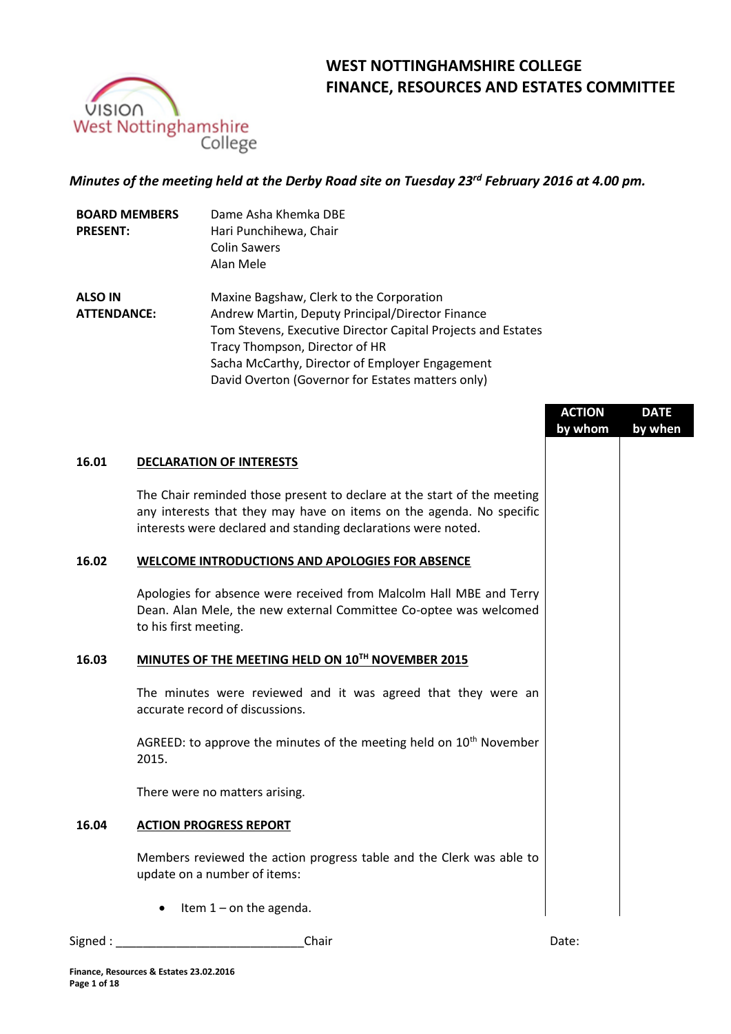# WEST NOTTINGHAMSHIRE COLLEGE
# FINANCE, RESOURCES AND ESTATES COMMITTEE

***Minutes of the meeting held at the Derby Road site on Tuesday 23rd February 2016 at 4.00 pm.***

| | |
|---|---|
| **BOARD MEMBERS PRESENT:** | Dame Asha Khemka DBE<br>Hari Punchihewa, Chair<br>Colin Sawers<br>Alan Mele |
| **ALSO IN ATTENDANCE:** | Maxine Bagshaw, Clerk to the Corporation<br>Andrew Martin, Deputy Principal/Director Finance<br>Tom Stevens, Executive Director Capital Projects and Estates<br>Tracy Thompson, Director of HR<br>Sacha McCarthy, Director of Employer Engagement<br>David Overton (Governor for Estates matters only) |

| | | ACTION by whom | DATE by when |
|---|---|---|---|
| **16.01** | **DECLARATION OF INTERESTS** | | |
| | The Chair reminded those present to declare at the start of the meeting any interests that they may have on items on the agenda. No specific interests were declared and standing declarations were noted. | | |
| **16.02** | **WELCOME INTRODUCTIONS AND APOLOGIES FOR ABSENCE** | | |
| | Apologies for absence were received from Malcolm Hall MBE and Terry Dean. Alan Mele, the new external Committee Co-optee was welcomed to his first meeting. | | |
| **16.03** | **MINUTES OF THE MEETING HELD ON 10TH NOVEMBER 2015** | | |
| | The minutes were reviewed and it was agreed that they were an accurate record of discussions. | | |
| | AGREED: to approve the minutes of the meeting held on 10th November 2015. | | |
| | There were no matters arising. | | |
| **16.04** | **ACTION PROGRESS REPORT** | | |
| | Members reviewed the action progress table and the Clerk was able to update on a number of items: | | |
| | • Item 1 – on the agenda. | | |

Signed : ____________________________Chair Date: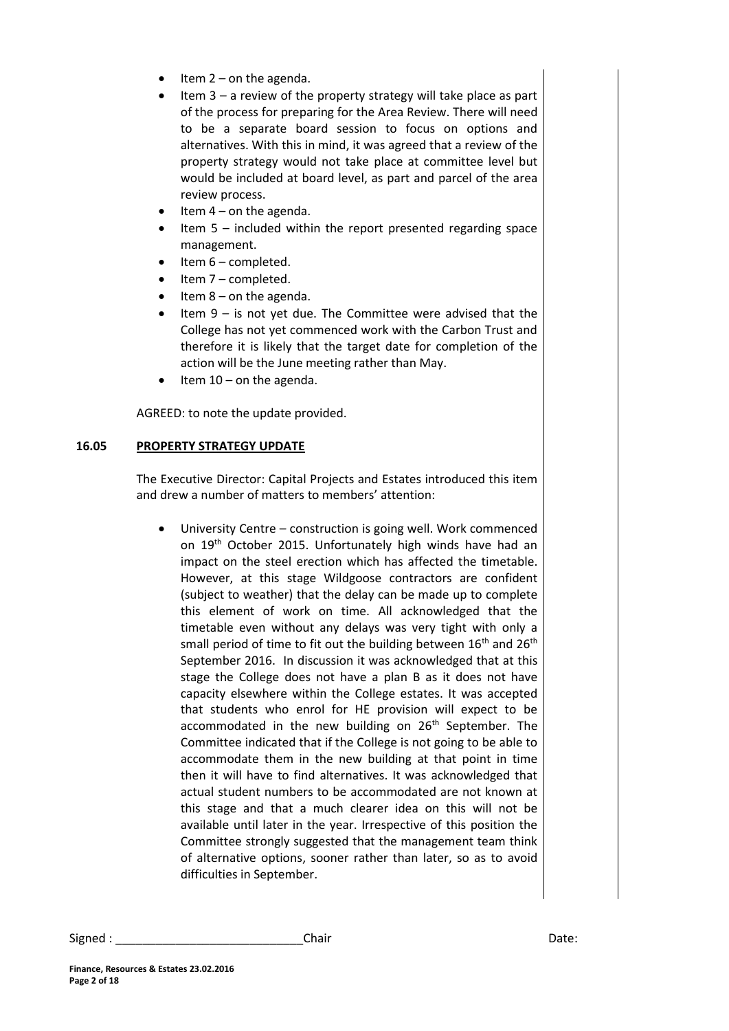- Item 2 – on the agenda.
- Item 3 – a review of the property strategy will take place as part of the process for preparing for the Area Review. There will need to be a separate board session to focus on options and alternatives. With this in mind, it was agreed that a review of the property strategy would not take place at committee level but would be included at board level, as part and parcel of the area review process.
- Item 4 – on the agenda.
- Item 5 – included within the report presented regarding space management.
- Item 6 – completed.
- Item 7 – completed.
- Item 8 – on the agenda.
- Item 9 – is not yet due. The Committee were advised that the College has not yet commenced work with the Carbon Trust and therefore it is likely that the target date for completion of the action will be the June meeting rather than May.
- Item 10 – on the agenda.

AGREED: to note the update provided.

## 16.05 PROPERTY STRATEGY UPDATE

The Executive Director: Capital Projects and Estates introduced this item and drew a number of matters to members' attention:

- University Centre – construction is going well. Work commenced on 19th October 2015. Unfortunately high winds have had an impact on the steel erection which has affected the timetable. However, at this stage Wildgoose contractors are confident (subject to weather) that the delay can be made up to complete this element of work on time. All acknowledged that the timetable even without any delays was very tight with only a small period of time to fit out the building between 16th and 26th September 2016. In discussion it was acknowledged that at this stage the College does not have a plan B as it does not have capacity elsewhere within the College estates. It was accepted that students who enrol for HE provision will expect to be accommodated in the new building on 26th September. The Committee indicated that if the College is not going to be able to accommodate them in the new building at that point in time then it will have to find alternatives. It was acknowledged that actual student numbers to be accommodated are not known at this stage and that a much clearer idea on this will not be available until later in the year. Irrespective of this position the Committee strongly suggested that the management team think of alternative options, sooner rather than later, so as to avoid difficulties in September.

Signed : ____________________________ Chair Date: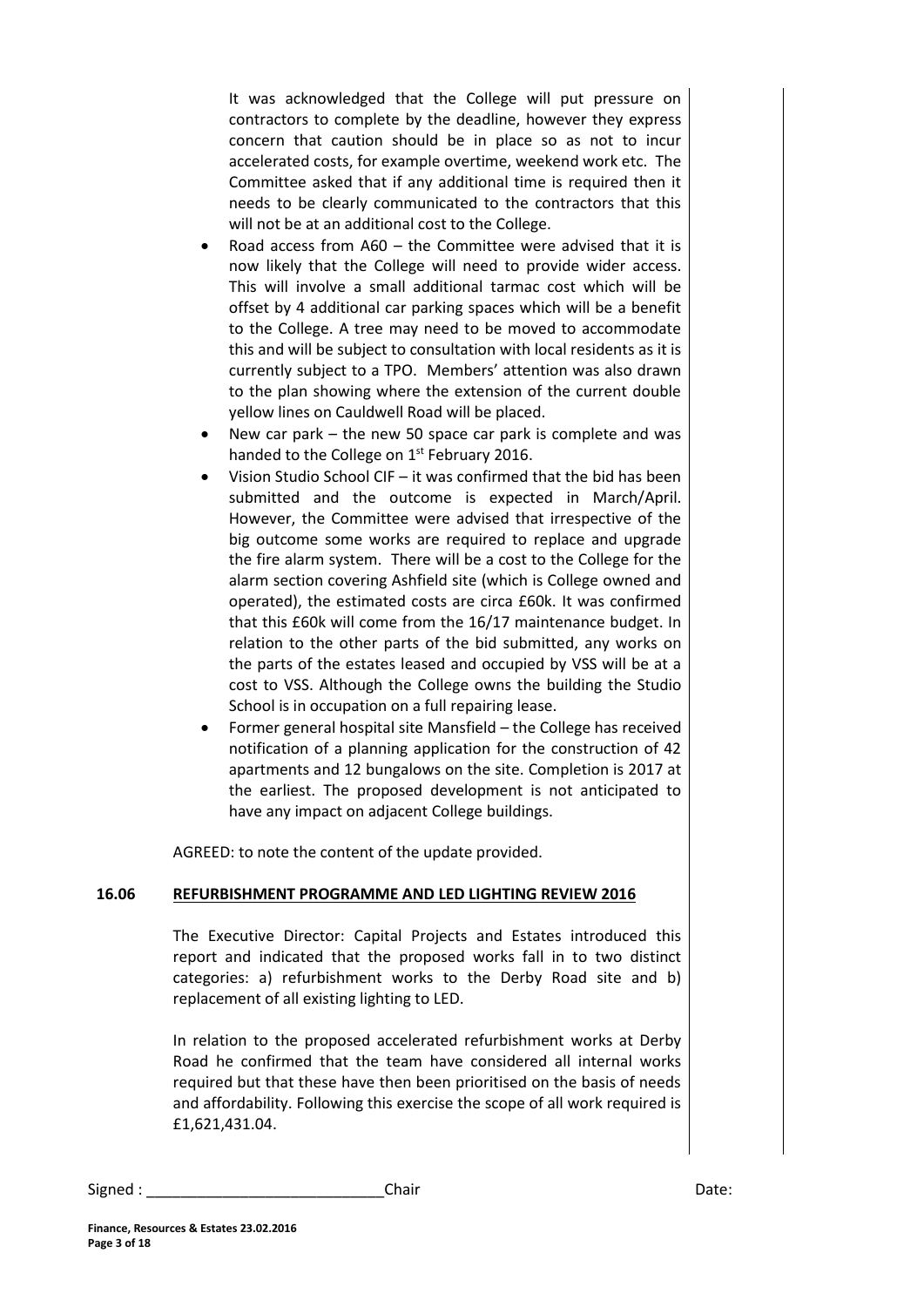It was acknowledged that the College will put pressure on contractors to complete by the deadline, however they express concern that caution should be in place so as not to incur accelerated costs, for example overtime, weekend work etc. The Committee asked that if any additional time is required then it needs to be clearly communicated to the contractors that this will not be at an additional cost to the College.

- Road access from A60 – the Committee were advised that it is now likely that the College will need to provide wider access. This will involve a small additional tarmac cost which will be offset by 4 additional car parking spaces which will be a benefit to the College. A tree may need to be moved to accommodate this and will be subject to consultation with local residents as it is currently subject to a TPO. Members' attention was also drawn to the plan showing where the extension of the current double yellow lines on Cauldwell Road will be placed.
- New car park – the new 50 space car park is complete and was handed to the College on 1st February 2016.
- Vision Studio School CIF – it was confirmed that the bid has been submitted and the outcome is expected in March/April. However, the Committee were advised that irrespective of the big outcome some works are required to replace and upgrade the fire alarm system. There will be a cost to the College for the alarm section covering Ashfield site (which is College owned and operated), the estimated costs are circa £60k. It was confirmed that this £60k will come from the 16/17 maintenance budget. In relation to the other parts of the bid submitted, any works on the parts of the estates leased and occupied by VSS will be at a cost to VSS. Although the College owns the building the Studio School is in occupation on a full repairing lease.
- Former general hospital site Mansfield – the College has received notification of a planning application for the construction of 42 apartments and 12 bungalows on the site. Completion is 2017 at the earliest. The proposed development is not anticipated to have any impact on adjacent College buildings.

AGREED: to note the content of the update provided.

## 16.06 REFURBISHMENT PROGRAMME AND LED LIGHTING REVIEW 2016

The Executive Director: Capital Projects and Estates introduced this report and indicated that the proposed works fall in to two distinct categories: a) refurbishment works to the Derby Road site and b) replacement of all existing lighting to LED.

In relation to the proposed accelerated refurbishment works at Derby Road he confirmed that the team have considered all internal works required but that these have then been prioritised on the basis of needs and affordability. Following this exercise the scope of all work required is £1,621,431.04.

Signed : ____________________________Chair Date: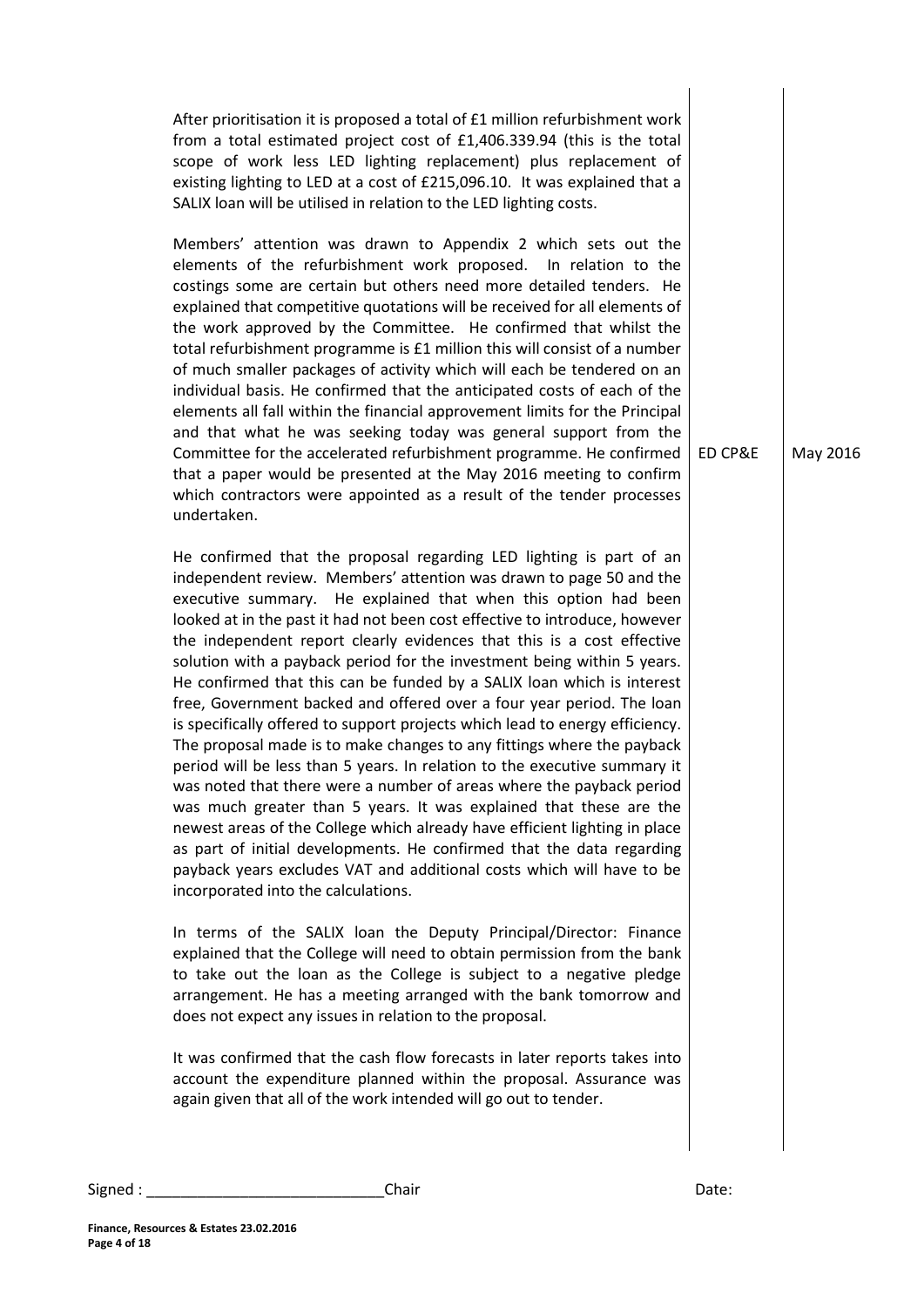| | | |
|---|---|---|
| After prioritisation it is proposed a total of £1 million refurbishment work from a total estimated project cost of £1,406.339.94 (this is the total scope of work less LED lighting replacement) plus replacement of existing lighting to LED at a cost of £215,096.10. It was explained that a SALIX loan will be utilised in relation to the LED lighting costs.<br><br>Members' attention was drawn to Appendix 2 which sets out the elements of the refurbishment work proposed. In relation to the costings some are certain but others need more detailed tenders. He explained that competitive quotations will be received for all elements of the work approved by the Committee. He confirmed that whilst the total refurbishment programme is £1 million this will consist of a number of much smaller packages of activity which will each be tendered on an individual basis. He confirmed that the anticipated costs of each of the elements all fall within the financial approvement limits for the Principal and that what he was seeking today was general support from the Committee for the accelerated refurbishment programme. He confirmed that a paper would be presented at the May 2016 meeting to confirm which contractors were appointed as a result of the tender processes undertaken. | ED CP&E | May 2016 |
| He confirmed that the proposal regarding LED lighting is part of an independent review. Members' attention was drawn to page 50 and the executive summary. He explained that when this option had been looked at in the past it had not been cost effective to introduce, however the independent report clearly evidences that this is a cost effective solution with a payback period for the investment being within 5 years. He confirmed that this can be funded by a SALIX loan which is interest free, Government backed and offered over a four year period. The loan is specifically offered to support projects which lead to energy efficiency. The proposal made is to make changes to any fittings where the payback period will be less than 5 years. In relation to the executive summary it was noted that there were a number of areas where the payback period was much greater than 5 years. It was explained that these are the newest areas of the College which already have efficient lighting in place as part of initial developments. He confirmed that the data regarding payback years excludes VAT and additional costs which will have to be incorporated into the calculations.<br><br>In terms of the SALIX loan the Deputy Principal/Director: Finance explained that the College will need to obtain permission from the bank to take out the loan as the College is subject to a negative pledge arrangement. He has a meeting arranged with the bank tomorrow and does not expect any issues in relation to the proposal.<br><br>It was confirmed that the cash flow forecasts in later reports takes into account the expenditure planned within the proposal. Assurance was again given that all of the work intended will go out to tender. | | |

Signed : ____________________________Chair Date: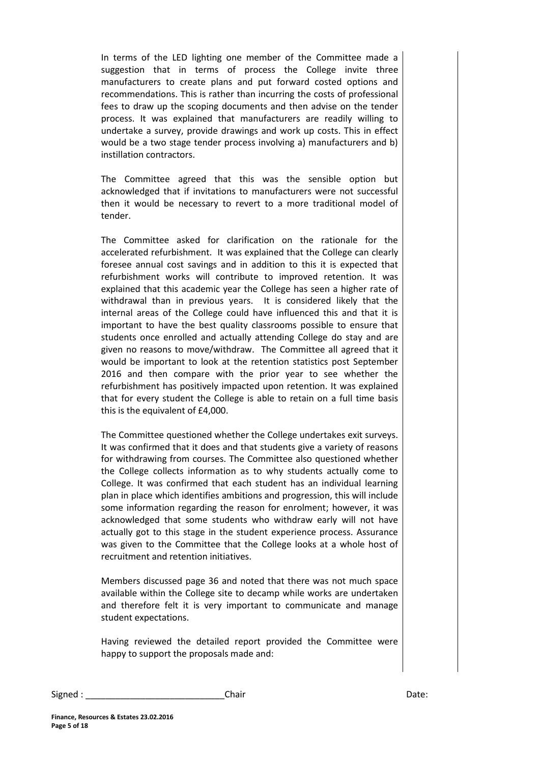In terms of the LED lighting one member of the Committee made a suggestion that in terms of process the College invite three manufacturers to create plans and put forward costed options and recommendations. This is rather than incurring the costs of professional fees to draw up the scoping documents and then advise on the tender process. It was explained that manufacturers are readily willing to undertake a survey, provide drawings and work up costs. This in effect would be a two stage tender process involving a) manufacturers and b) instillation contractors.

The Committee agreed that this was the sensible option but acknowledged that if invitations to manufacturers were not successful then it would be necessary to revert to a more traditional model of tender.

The Committee asked for clarification on the rationale for the accelerated refurbishment. It was explained that the College can clearly foresee annual cost savings and in addition to this it is expected that refurbishment works will contribute to improved retention. It was explained that this academic year the College has seen a higher rate of withdrawal than in previous years. It is considered likely that the internal areas of the College could have influenced this and that it is important to have the best quality classrooms possible to ensure that students once enrolled and actually attending College do stay and are given no reasons to move/withdraw. The Committee all agreed that it would be important to look at the retention statistics post September 2016 and then compare with the prior year to see whether the refurbishment has positively impacted upon retention. It was explained that for every student the College is able to retain on a full time basis this is the equivalent of £4,000.

The Committee questioned whether the College undertakes exit surveys. It was confirmed that it does and that students give a variety of reasons for withdrawing from courses. The Committee also questioned whether the College collects information as to why students actually come to College. It was confirmed that each student has an individual learning plan in place which identifies ambitions and progression, this will include some information regarding the reason for enrolment; however, it was acknowledged that some students who withdraw early will not have actually got to this stage in the student experience process. Assurance was given to the Committee that the College looks at a whole host of recruitment and retention initiatives.

Members discussed page 36 and noted that there was not much space available within the College site to decamp while works are undertaken and therefore felt it is very important to communicate and manage student expectations.

Having reviewed the detailed report provided the Committee were happy to support the proposals made and:

Signed : ____________________________Chair Date: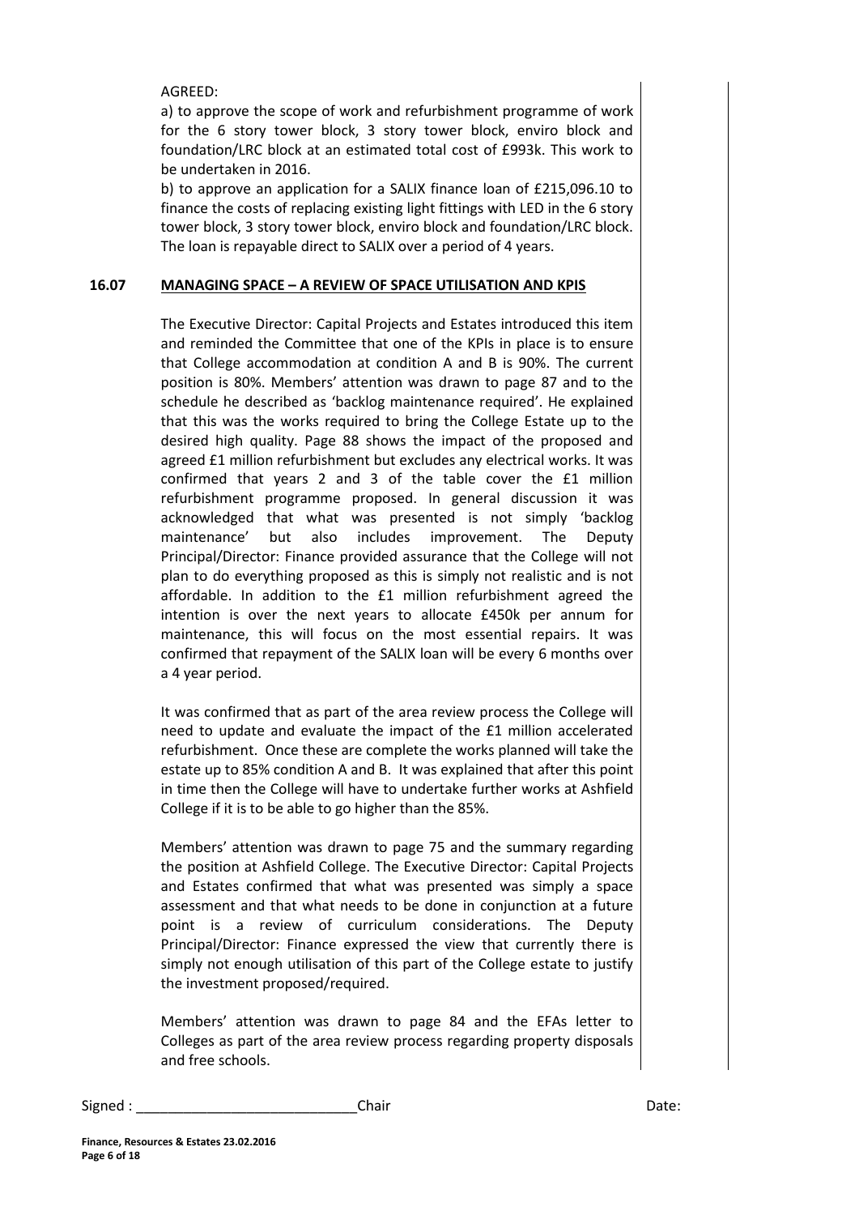AGREED:

a) to approve the scope of work and refurbishment programme of work for the 6 story tower block, 3 story tower block, enviro block and foundation/LRC block at an estimated total cost of £993k. This work to be undertaken in 2016.

b) to approve an application for a SALIX finance loan of £215,096.10 to finance the costs of replacing existing light fittings with LED in the 6 story tower block, 3 story tower block, enviro block and foundation/LRC block. The loan is repayable direct to SALIX over a period of 4 years.

## 16.07 MANAGING SPACE – A REVIEW OF SPACE UTILISATION AND KPIS

The Executive Director: Capital Projects and Estates introduced this item and reminded the Committee that one of the KPIs in place is to ensure that College accommodation at condition A and B is 90%. The current position is 80%. Members' attention was drawn to page 87 and to the schedule he described as 'backlog maintenance required'. He explained that this was the works required to bring the College Estate up to the desired high quality. Page 88 shows the impact of the proposed and agreed £1 million refurbishment but excludes any electrical works. It was confirmed that years 2 and 3 of the table cover the £1 million refurbishment programme proposed. In general discussion it was acknowledged that what was presented is not simply 'backlog maintenance' but also includes improvement. The Deputy Principal/Director: Finance provided assurance that the College will not plan to do everything proposed as this is simply not realistic and is not affordable. In addition to the £1 million refurbishment agreed the intention is over the next years to allocate £450k per annum for maintenance, this will focus on the most essential repairs. It was confirmed that repayment of the SALIX loan will be every 6 months over a 4 year period.

It was confirmed that as part of the area review process the College will need to update and evaluate the impact of the £1 million accelerated refurbishment. Once these are complete the works planned will take the estate up to 85% condition A and B. It was explained that after this point in time then the College will have to undertake further works at Ashfield College if it is to be able to go higher than the 85%.

Members' attention was drawn to page 75 and the summary regarding the position at Ashfield College. The Executive Director: Capital Projects and Estates confirmed that what was presented was simply a space assessment and that what needs to be done in conjunction at a future point is a review of curriculum considerations. The Deputy Principal/Director: Finance expressed the view that currently there is simply not enough utilisation of this part of the College estate to justify the investment proposed/required.

Members' attention was drawn to page 84 and the EFAs letter to Colleges as part of the area review process regarding property disposals and free schools.

Signed : ____________________________Chair Date: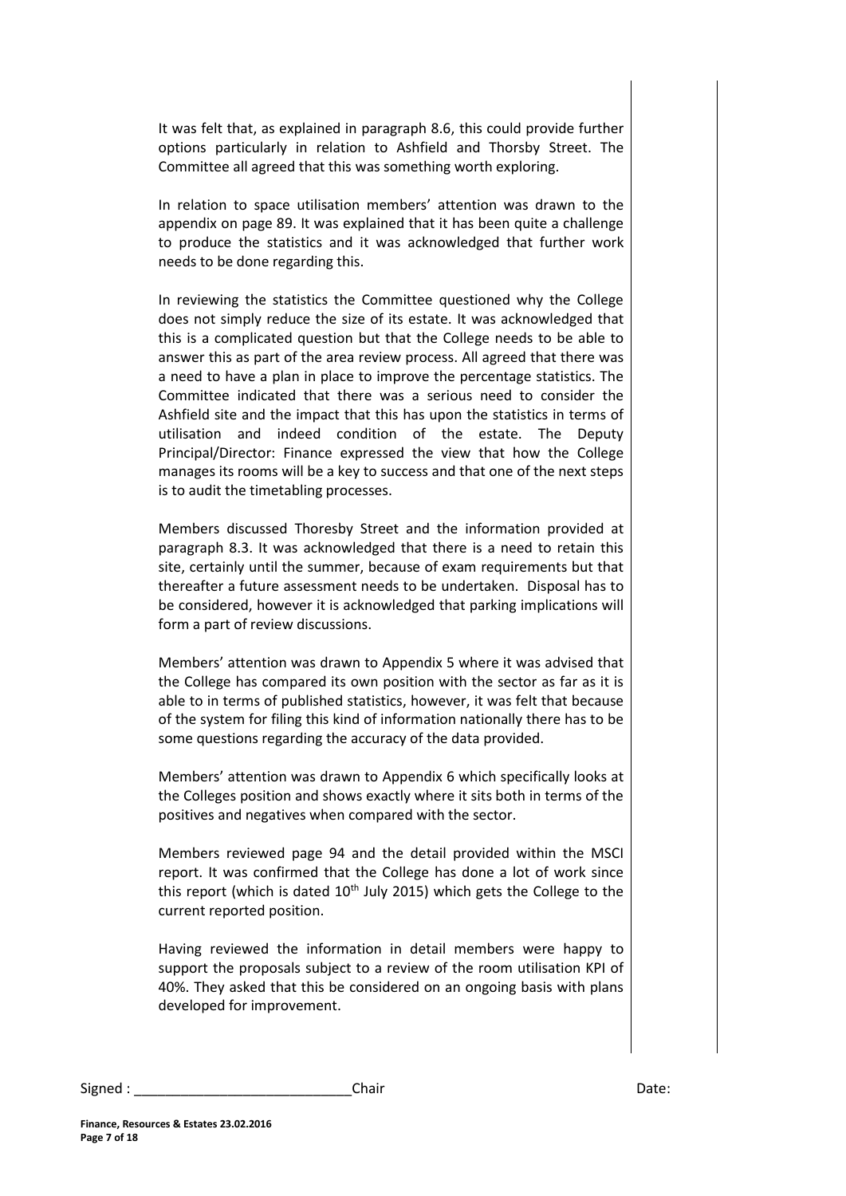It was felt that, as explained in paragraph 8.6, this could provide further options particularly in relation to Ashfield and Thorsby Street. The Committee all agreed that this was something worth exploring.

In relation to space utilisation members' attention was drawn to the appendix on page 89. It was explained that it has been quite a challenge to produce the statistics and it was acknowledged that further work needs to be done regarding this.

In reviewing the statistics the Committee questioned why the College does not simply reduce the size of its estate. It was acknowledged that this is a complicated question but that the College needs to be able to answer this as part of the area review process. All agreed that there was a need to have a plan in place to improve the percentage statistics. The Committee indicated that there was a serious need to consider the Ashfield site and the impact that this has upon the statistics in terms of utilisation and indeed condition of the estate. The Deputy Principal/Director: Finance expressed the view that how the College manages its rooms will be a key to success and that one of the next steps is to audit the timetabling processes.

Members discussed Thoresby Street and the information provided at paragraph 8.3. It was acknowledged that there is a need to retain this site, certainly until the summer, because of exam requirements but that thereafter a future assessment needs to be undertaken. Disposal has to be considered, however it is acknowledged that parking implications will form a part of review discussions.

Members' attention was drawn to Appendix 5 where it was advised that the College has compared its own position with the sector as far as it is able to in terms of published statistics, however, it was felt that because of the system for filing this kind of information nationally there has to be some questions regarding the accuracy of the data provided.

Members' attention was drawn to Appendix 6 which specifically looks at the Colleges position and shows exactly where it sits both in terms of the positives and negatives when compared with the sector.

Members reviewed page 94 and the detail provided within the MSCI report. It was confirmed that the College has done a lot of work since this report (which is dated 10th July 2015) which gets the College to the current reported position.

Having reviewed the information in detail members were happy to support the proposals subject to a review of the room utilisation KPI of 40%. They asked that this be considered on an ongoing basis with plans developed for improvement.

Signed : ____________________________Chair Date: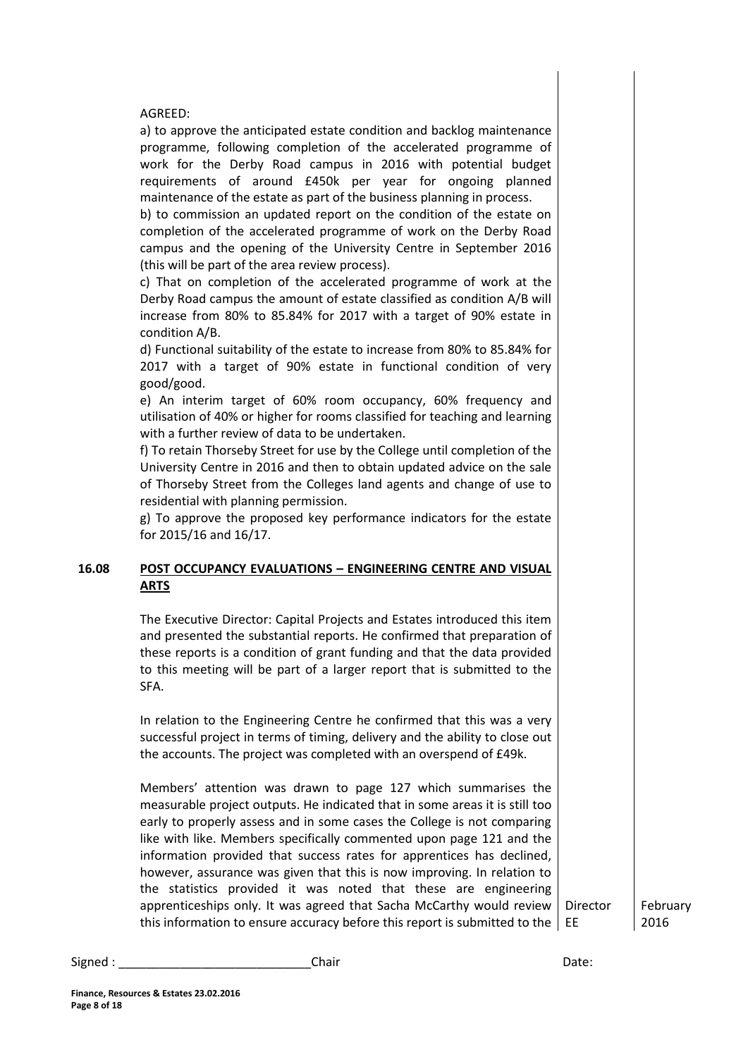AGREED:

a) to approve the anticipated estate condition and backlog maintenance programme, following completion of the accelerated programme of work for the Derby Road campus in 2016 with potential budget requirements of around £450k per year for ongoing planned maintenance of the estate as part of the business planning in process.

b) to commission an updated report on the condition of the estate on completion of the accelerated programme of work on the Derby Road campus and the opening of the University Centre in September 2016 (this will be part of the area review process).

c) That on completion of the accelerated programme of work at the Derby Road campus the amount of estate classified as condition A/B will increase from 80% to 85.84% for 2017 with a target of 90% estate in condition A/B.

d) Functional suitability of the estate to increase from 80% to 85.84% for 2017 with a target of 90% estate in functional condition of very good/good.

e) An interim target of 60% room occupancy, 60% frequency and utilisation of 40% or higher for rooms classified for teaching and learning with a further review of data to be undertaken.

f) To retain Thorseby Street for use by the College until completion of the University Centre in 2016 and then to obtain updated advice on the sale of Thorseby Street from the Colleges land agents and change of use to residential with planning permission.

g) To approve the proposed key performance indicators for the estate for 2015/16 and 16/17.

**16.08 POST OCCUPANCY EVALUATIONS – ENGINEERING CENTRE AND VISUAL ARTS**

The Executive Director: Capital Projects and Estates introduced this item and presented the substantial reports. He confirmed that preparation of these reports is a condition of grant funding and that the data provided to this meeting will be part of a larger report that is submitted to the SFA.

In relation to the Engineering Centre he confirmed that this was a very successful project in terms of timing, delivery and the ability to close out the accounts. The project was completed with an overspend of £49k.

Members' attention was drawn to page 127 which summarises the measurable project outputs. He indicated that in some areas it is still too early to properly assess and in some cases the College is not comparing like with like. Members specifically commented upon page 121 and the information provided that success rates for apprentices has declined, however, assurance was given that this is now improving. In relation to the statistics provided it was noted that these are engineering apprenticeships only. It was agreed that Sacha McCarthy would review this information to ensure accuracy before this report is submitted to the

| Director EE | February 2016 |
|---|---|

Signed : ____________________________Chair Date: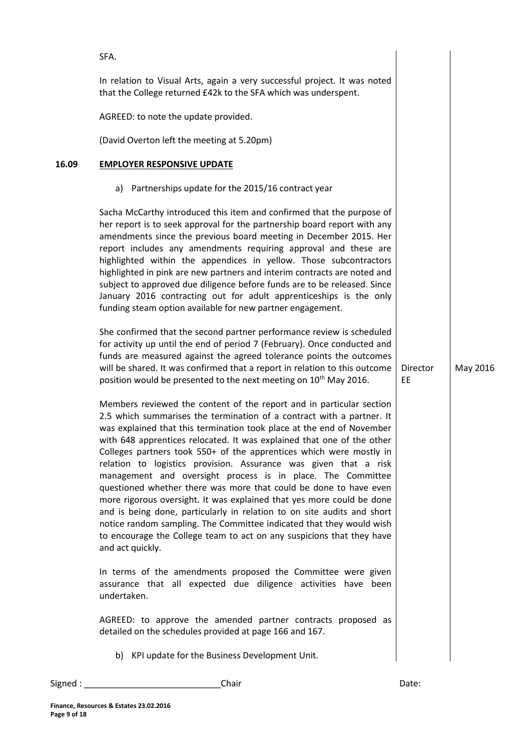SFA.

In relation to Visual Arts, again a very successful project. It was noted that the College returned £42k to the SFA which was underspent.

AGREED: to note the update provided.

(David Overton left the meeting at 5.20pm)

## 16.09 EMPLOYER RESPONSIVE UPDATE

a) Partnerships update for the 2015/16 contract year

Sacha McCarthy introduced this item and confirmed that the purpose of her report is to seek approval for the partnership board report with any amendments since the previous board meeting in December 2015. Her report includes any amendments requiring approval and these are highlighted within the appendices in yellow. Those subcontractors highlighted in pink are new partners and interim contracts are noted and subject to approved due diligence before funds are to be released. Since January 2016 contracting out for adult apprenticeships is the only funding steam option available for new partner engagement.

She confirmed that the second partner performance review is scheduled for activity up until the end of period 7 (February). Once conducted and funds are measured against the agreed tolerance points the outcomes will be shared. It was confirmed that a report in relation to this outcome position would be presented to the next meeting on 10th May 2016. — **Director EE** — **May 2016**

Members reviewed the content of the report and in particular section 2.5 which summarises the termination of a contract with a partner. It was explained that this termination took place at the end of November with 648 apprentices relocated. It was explained that one of the other Colleges partners took 550+ of the apprentices which were mostly in relation to logistics provision. Assurance was given that a risk management and oversight process is in place. The Committee questioned whether there was more that could be done to have even more rigorous oversight. It was explained that yes more could be done and is being done, particularly in relation to on site audits and short notice random sampling. The Committee indicated that they would wish to encourage the College team to act on any suspicions that they have and act quickly.

In terms of the amendments proposed the Committee were given assurance that all expected due diligence activities have been undertaken.

AGREED: to approve the amended partner contracts proposed as detailed on the schedules provided at page 166 and 167.

b) KPI update for the Business Development Unit.

Signed : ____________________________Chair Date: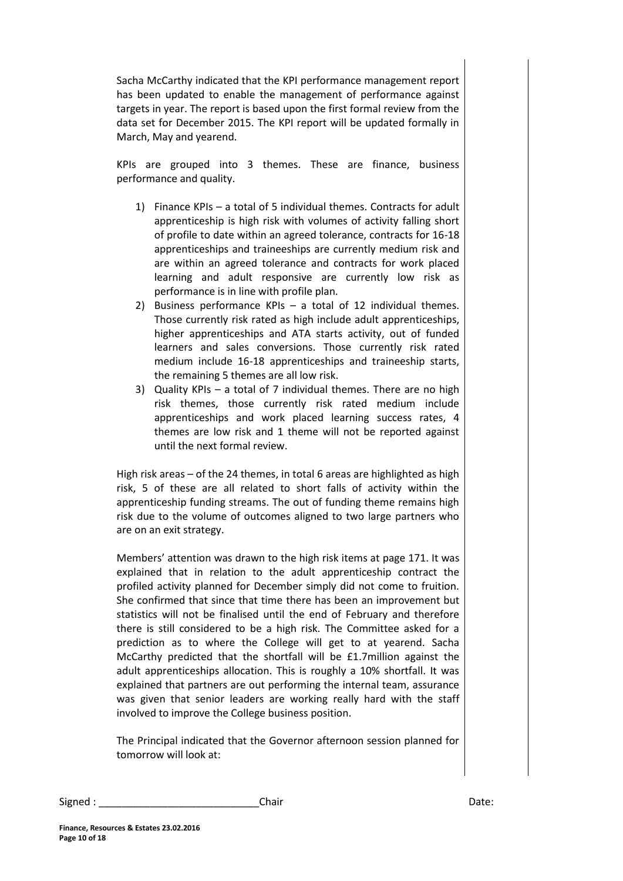Sacha McCarthy indicated that the KPI performance management report has been updated to enable the management of performance against targets in year. The report is based upon the first formal review from the data set for December 2015. The KPI report will be updated formally in March, May and yearend.

KPIs are grouped into 3 themes. These are finance, business performance and quality.

1) Finance KPIs – a total of 5 individual themes. Contracts for adult apprenticeship is high risk with volumes of activity falling short of profile to date within an agreed tolerance, contracts for 16-18 apprenticeships and traineeships are currently medium risk and are within an agreed tolerance and contracts for work placed learning and adult responsive are currently low risk as performance is in line with profile plan.
2) Business performance KPIs – a total of 12 individual themes. Those currently risk rated as high include adult apprenticeships, higher apprenticeships and ATA starts activity, out of funded learners and sales conversions. Those currently risk rated medium include 16-18 apprenticeships and traineeship starts, the remaining 5 themes are all low risk.
3) Quality KPIs – a total of 7 individual themes. There are no high risk themes, those currently risk rated medium include apprenticeships and work placed learning success rates, 4 themes are low risk and 1 theme will not be reported against until the next formal review.

High risk areas – of the 24 themes, in total 6 areas are highlighted as high risk, 5 of these are all related to short falls of activity within the apprenticeship funding streams. The out of funding theme remains high risk due to the volume of outcomes aligned to two large partners who are on an exit strategy.

Members' attention was drawn to the high risk items at page 171. It was explained that in relation to the adult apprenticeship contract the profiled activity planned for December simply did not come to fruition. She confirmed that since that time there has been an improvement but statistics will not be finalised until the end of February and therefore there is still considered to be a high risk. The Committee asked for a prediction as to where the College will get to at yearend. Sacha McCarthy predicted that the shortfall will be £1.7million against the adult apprenticeships allocation. This is roughly a 10% shortfall. It was explained that partners are out performing the internal team, assurance was given that senior leaders are working really hard with the staff involved to improve the College business position.

The Principal indicated that the Governor afternoon session planned for tomorrow will look at:

Signed : ____________________________Chair Date: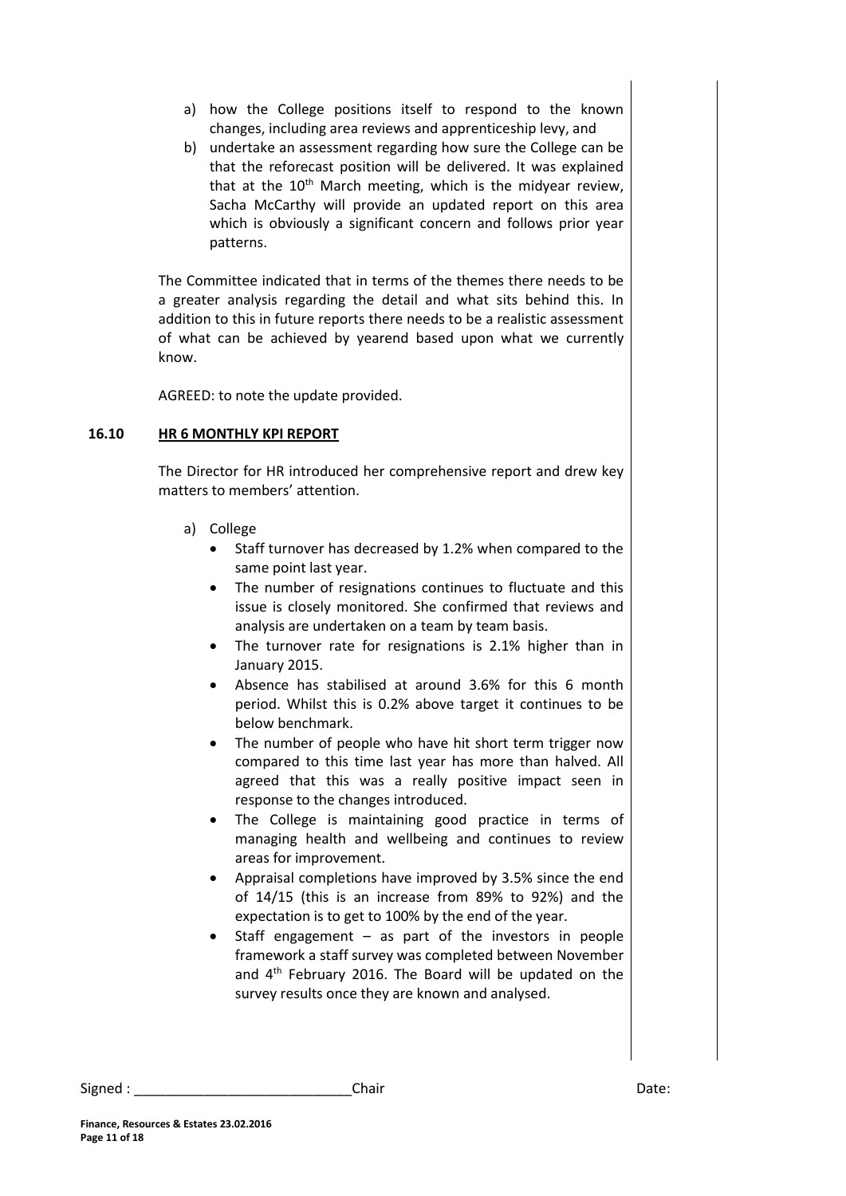a) how the College positions itself to respond to the known changes, including area reviews and apprenticeship levy, and
b) undertake an assessment regarding how sure the College can be that the reforecast position will be delivered. It was explained that at the 10th March meeting, which is the midyear review, Sacha McCarthy will provide an updated report on this area which is obviously a significant concern and follows prior year patterns.

The Committee indicated that in terms of the themes there needs to be a greater analysis regarding the detail and what sits behind this. In addition to this in future reports there needs to be a realistic assessment of what can be achieved by yearend based upon what we currently know.

AGREED: to note the update provided.

**16.10 HR 6 MONTHLY KPI REPORT**

The Director for HR introduced her comprehensive report and drew key matters to members' attention.

a) College
   - Staff turnover has decreased by 1.2% when compared to the same point last year.
   - The number of resignations continues to fluctuate and this issue is closely monitored. She confirmed that reviews and analysis are undertaken on a team by team basis.
   - The turnover rate for resignations is 2.1% higher than in January 2015.
   - Absence has stabilised at around 3.6% for this 6 month period. Whilst this is 0.2% above target it continues to be below benchmark.
   - The number of people who have hit short term trigger now compared to this time last year has more than halved. All agreed that this was a really positive impact seen in response to the changes introduced.
   - The College is maintaining good practice in terms of managing health and wellbeing and continues to review areas for improvement.
   - Appraisal completions have improved by 3.5% since the end of 14/15 (this is an increase from 89% to 92%) and the expectation is to get to 100% by the end of the year.
   - Staff engagement – as part of the investors in people framework a staff survey was completed between November and 4th February 2016. The Board will be updated on the survey results once they are known and analysed.

Signed : ___________________________Chair Date: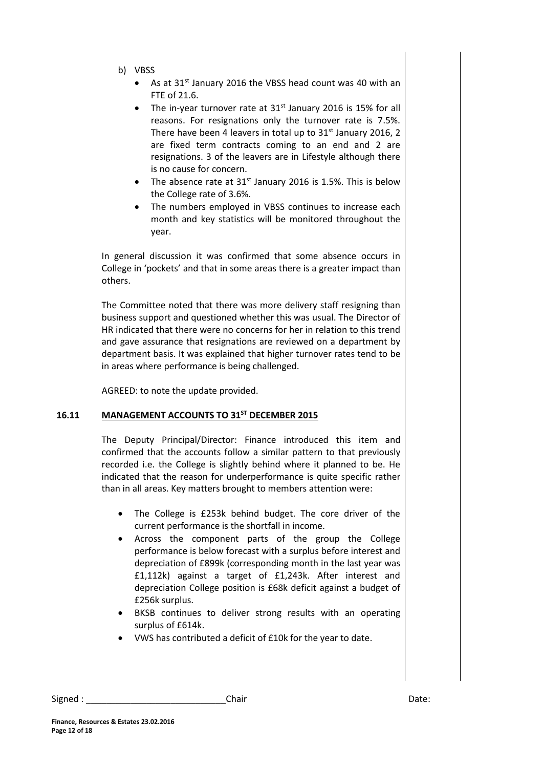b) VBSS

- As at 31st January 2016 the VBSS head count was 40 with an FTE of 21.6.
- The in-year turnover rate at 31st January 2016 is 15% for all reasons. For resignations only the turnover rate is 7.5%. There have been 4 leavers in total up to 31st January 2016, 2 are fixed term contracts coming to an end and 2 are resignations. 3 of the leavers are in Lifestyle although there is no cause for concern.
- The absence rate at 31st January 2016 is 1.5%. This is below the College rate of 3.6%.
- The numbers employed in VBSS continues to increase each month and key statistics will be monitored throughout the year.

In general discussion it was confirmed that some absence occurs in College in 'pockets' and that in some areas there is a greater impact than others.

The Committee noted that there was more delivery staff resigning than business support and questioned whether this was usual. The Director of HR indicated that there were no concerns for her in relation to this trend and gave assurance that resignations are reviewed on a department by department basis. It was explained that higher turnover rates tend to be in areas where performance is being challenged.

AGREED: to note the update provided.

## 16.11 MANAGEMENT ACCOUNTS TO 31ST DECEMBER 2015

The Deputy Principal/Director: Finance introduced this item and confirmed that the accounts follow a similar pattern to that previously recorded i.e. the College is slightly behind where it planned to be. He indicated that the reason for underperformance is quite specific rather than in all areas. Key matters brought to members attention were:

- The College is £253k behind budget. The core driver of the current performance is the shortfall in income.
- Across the component parts of the group the College performance is below forecast with a surplus before interest and depreciation of £899k (corresponding month in the last year was £1,112k) against a target of £1,243k. After interest and depreciation College position is £68k deficit against a budget of £256k surplus.
- BKSB continues to deliver strong results with an operating surplus of £614k.
- VWS has contributed a deficit of £10k for the year to date.

Signed : ____________________________Chair Date: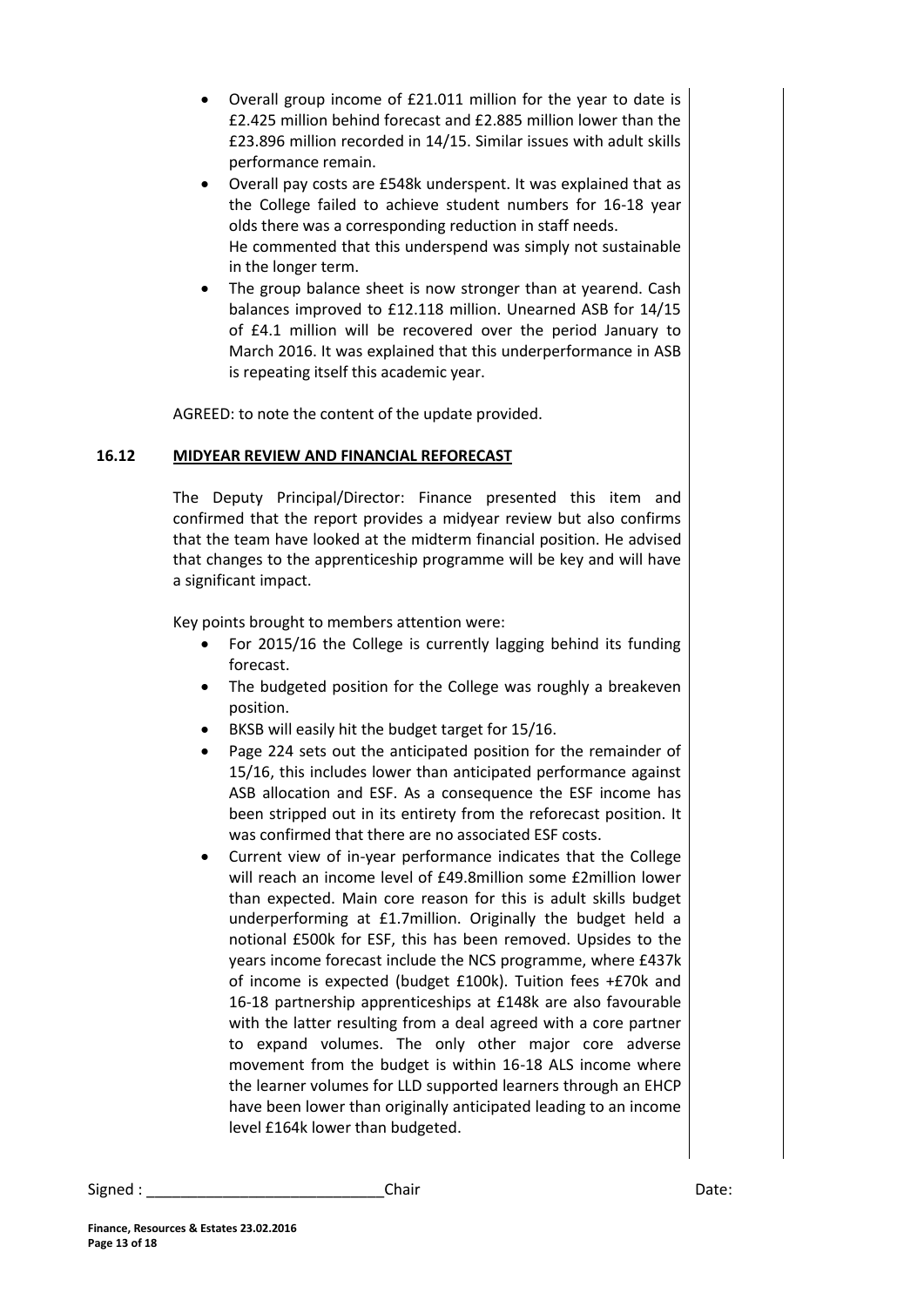- Overall group income of £21.011 million for the year to date is £2.425 million behind forecast and £2.885 million lower than the £23.896 million recorded in 14/15. Similar issues with adult skills performance remain.
- Overall pay costs are £548k underspent. It was explained that as the College failed to achieve student numbers for 16-18 year olds there was a corresponding reduction in staff needs.
  He commented that this underspend was simply not sustainable in the longer term.
- The group balance sheet is now stronger than at yearend. Cash balances improved to £12.118 million. Unearned ASB for 14/15 of £4.1 million will be recovered over the period January to March 2016. It was explained that this underperformance in ASB is repeating itself this academic year.

AGREED: to note the content of the update provided.

**16.12 MIDYEAR REVIEW AND FINANCIAL REFORECAST**

The Deputy Principal/Director: Finance presented this item and confirmed that the report provides a midyear review but also confirms that the team have looked at the midterm financial position. He advised that changes to the apprenticeship programme will be key and will have a significant impact.

Key points brought to members attention were:

- For 2015/16 the College is currently lagging behind its funding forecast.
- The budgeted position for the College was roughly a breakeven position.
- BKSB will easily hit the budget target for 15/16.
- Page 224 sets out the anticipated position for the remainder of 15/16, this includes lower than anticipated performance against ASB allocation and ESF. As a consequence the ESF income has been stripped out in its entirety from the reforecast position. It was confirmed that there are no associated ESF costs.
- Current view of in-year performance indicates that the College will reach an income level of £49.8million some £2million lower than expected. Main core reason for this is adult skills budget underperforming at £1.7million. Originally the budget held a notional £500k for ESF, this has been removed. Upsides to the years income forecast include the NCS programme, where £437k of income is expected (budget £100k). Tuition fees +£70k and 16-18 partnership apprenticeships at £148k are also favourable with the latter resulting from a deal agreed with a core partner to expand volumes. The only other major core adverse movement from the budget is within 16-18 ALS income where the learner volumes for LLD supported learners through an EHCP have been lower than originally anticipated leading to an income level £164k lower than budgeted.

Signed : ____________________________Chair Date: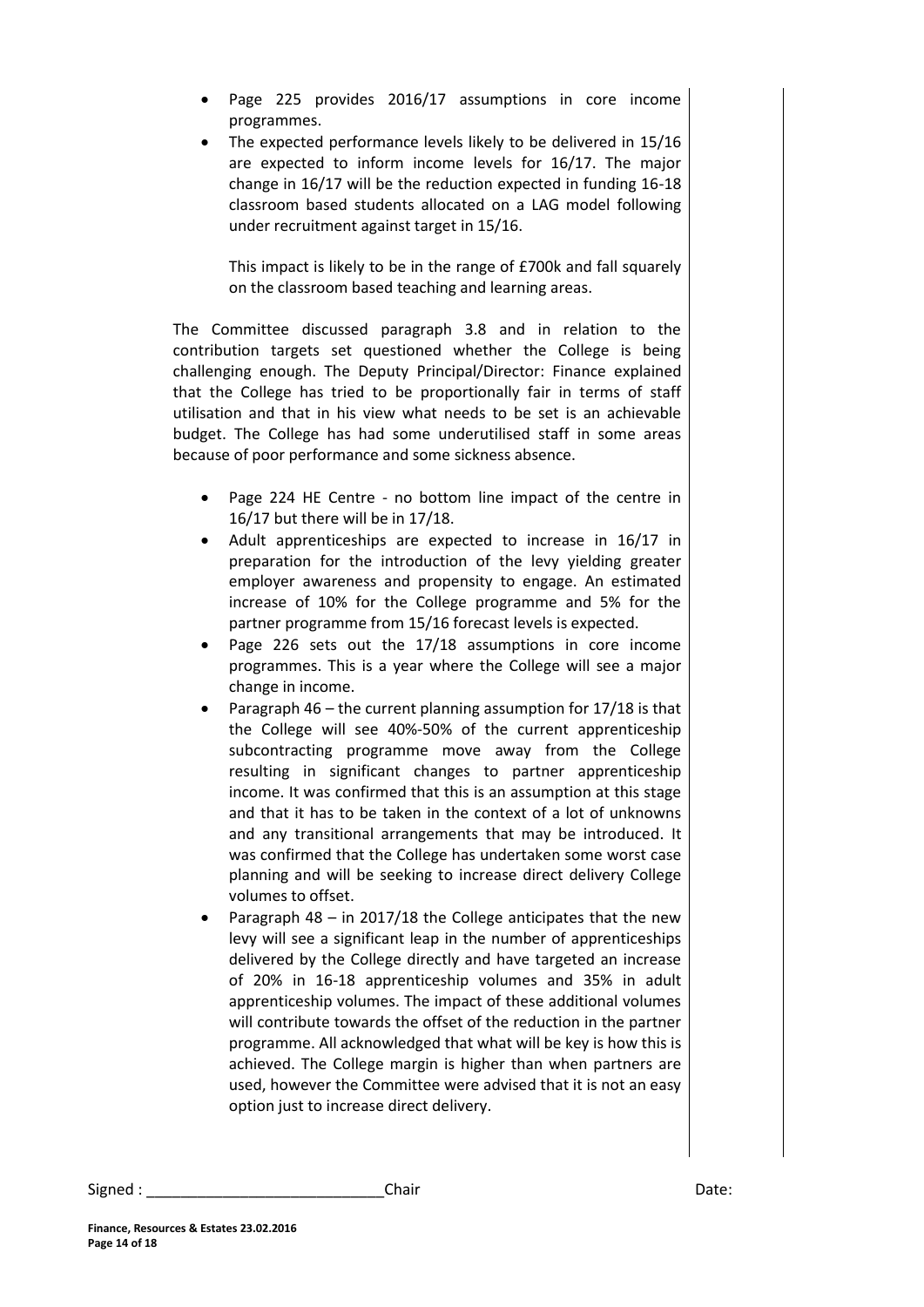- Page 225 provides 2016/17 assumptions in core income programmes.
- The expected performance levels likely to be delivered in 15/16 are expected to inform income levels for 16/17. The major change in 16/17 will be the reduction expected in funding 16-18 classroom based students allocated on a LAG model following under recruitment against target in 15/16.

  This impact is likely to be in the range of £700k and fall squarely on the classroom based teaching and learning areas.

The Committee discussed paragraph 3.8 and in relation to the contribution targets set questioned whether the College is being challenging enough. The Deputy Principal/Director: Finance explained that the College has tried to be proportionally fair in terms of staff utilisation and that in his view what needs to be set is an achievable budget. The College has had some underutilised staff in some areas because of poor performance and some sickness absence.

- Page 224 HE Centre - no bottom line impact of the centre in 16/17 but there will be in 17/18.
- Adult apprenticeships are expected to increase in 16/17 in preparation for the introduction of the levy yielding greater employer awareness and propensity to engage. An estimated increase of 10% for the College programme and 5% for the partner programme from 15/16 forecast levels is expected.
- Page 226 sets out the 17/18 assumptions in core income programmes. This is a year where the College will see a major change in income.
- Paragraph 46 – the current planning assumption for 17/18 is that the College will see 40%-50% of the current apprenticeship subcontracting programme move away from the College resulting in significant changes to partner apprenticeship income. It was confirmed that this is an assumption at this stage and that it has to be taken in the context of a lot of unknowns and any transitional arrangements that may be introduced. It was confirmed that the College has undertaken some worst case planning and will be seeking to increase direct delivery College volumes to offset.
- Paragraph 48 – in 2017/18 the College anticipates that the new levy will see a significant leap in the number of apprenticeships delivered by the College directly and have targeted an increase of 20% in 16-18 apprenticeship volumes and 35% in adult apprenticeship volumes. The impact of these additional volumes will contribute towards the offset of the reduction in the partner programme. All acknowledged that what will be key is how this is achieved. The College margin is higher than when partners are used, however the Committee were advised that it is not an easy option just to increase direct delivery.

Signed : ____________________________Chair Date: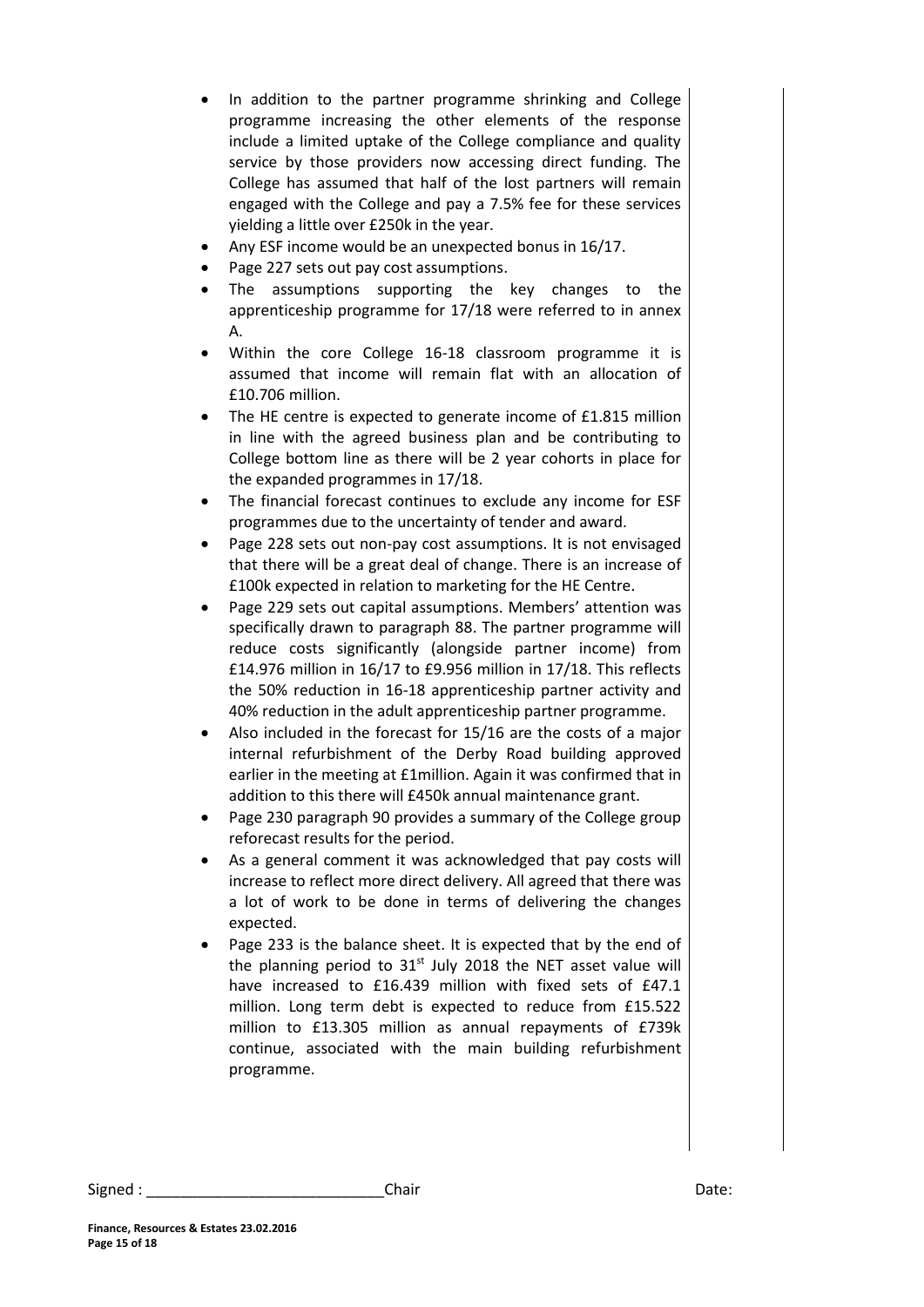- In addition to the partner programme shrinking and College programme increasing the other elements of the response include a limited uptake of the College compliance and quality service by those providers now accessing direct funding. The College has assumed that half of the lost partners will remain engaged with the College and pay a 7.5% fee for these services yielding a little over £250k in the year.
- Any ESF income would be an unexpected bonus in 16/17.
- Page 227 sets out pay cost assumptions.
- The assumptions supporting the key changes to the apprenticeship programme for 17/18 were referred to in annex A.
- Within the core College 16-18 classroom programme it is assumed that income will remain flat with an allocation of £10.706 million.
- The HE centre is expected to generate income of £1.815 million in line with the agreed business plan and be contributing to College bottom line as there will be 2 year cohorts in place for the expanded programmes in 17/18.
- The financial forecast continues to exclude any income for ESF programmes due to the uncertainty of tender and award.
- Page 228 sets out non-pay cost assumptions. It is not envisaged that there will be a great deal of change. There is an increase of £100k expected in relation to marketing for the HE Centre.
- Page 229 sets out capital assumptions. Members' attention was specifically drawn to paragraph 88. The partner programme will reduce costs significantly (alongside partner income) from £14.976 million in 16/17 to £9.956 million in 17/18. This reflects the 50% reduction in 16-18 apprenticeship partner activity and 40% reduction in the adult apprenticeship partner programme.
- Also included in the forecast for 15/16 are the costs of a major internal refurbishment of the Derby Road building approved earlier in the meeting at £1million. Again it was confirmed that in addition to this there will £450k annual maintenance grant.
- Page 230 paragraph 90 provides a summary of the College group reforecast results for the period.
- As a general comment it was acknowledged that pay costs will increase to reflect more direct delivery. All agreed that there was a lot of work to be done in terms of delivering the changes expected.
- Page 233 is the balance sheet. It is expected that by the end of the planning period to 31st July 2018 the NET asset value will have increased to £16.439 million with fixed sets of £47.1 million. Long term debt is expected to reduce from £15.522 million to £13.305 million as annual repayments of £739k continue, associated with the main building refurbishment programme.

Signed : ___________________________Chair Date: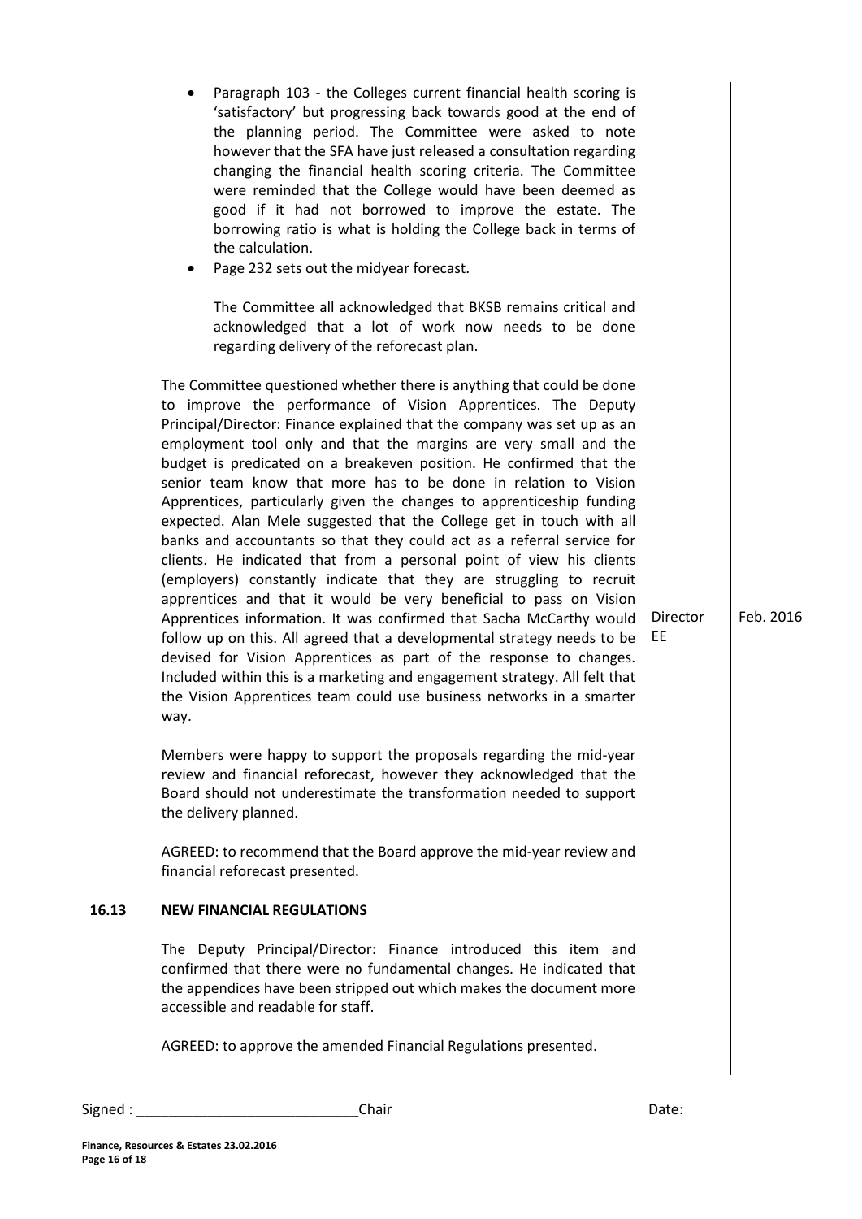- Paragraph 103 - the Colleges current financial health scoring is 'satisfactory' but progressing back towards good at the end of the planning period. The Committee were asked to note however that the SFA have just released a consultation regarding changing the financial health scoring criteria. The Committee were reminded that the College would have been deemed as good if it had not borrowed to improve the estate. The borrowing ratio is what is holding the College back in terms of the calculation.
- Page 232 sets out the midyear forecast.

  The Committee all acknowledged that BKSB remains critical and acknowledged that a lot of work now needs to be done regarding delivery of the reforecast plan.

The Committee questioned whether there is anything that could be done to improve the performance of Vision Apprentices. The Deputy Principal/Director: Finance explained that the company was set up as an employment tool only and that the margins are very small and the budget is predicated on a breakeven position. He confirmed that the senior team know that more has to be done in relation to Vision Apprentices, particularly given the changes to apprenticeship funding expected. Alan Mele suggested that the College get in touch with all banks and accountants so that they could act as a referral service for clients. He indicated that from a personal point of view his clients (employers) constantly indicate that they are struggling to recruit apprentices and that it would be very beneficial to pass on Vision Apprentices information. It was confirmed that Sacha McCarthy would follow up on this. All agreed that a developmental strategy needs to be devised for Vision Apprentices as part of the response to changes. Included within this is a marketing and engagement strategy. All felt that the Vision Apprentices team could use business networks in a smarter way. — **Director EE** — **Feb. 2016**

Members were happy to support the proposals regarding the mid-year review and financial reforecast, however they acknowledged that the Board should not underestimate the transformation needed to support the delivery planned.

AGREED: to recommend that the Board approve the mid-year review and financial reforecast presented.

## 16.13 NEW FINANCIAL REGULATIONS

The Deputy Principal/Director: Finance introduced this item and confirmed that there were no fundamental changes. He indicated that the appendices have been stripped out which makes the document more accessible and readable for staff.

AGREED: to approve the amended Financial Regulations presented.

Signed : ____________________________Chair Date: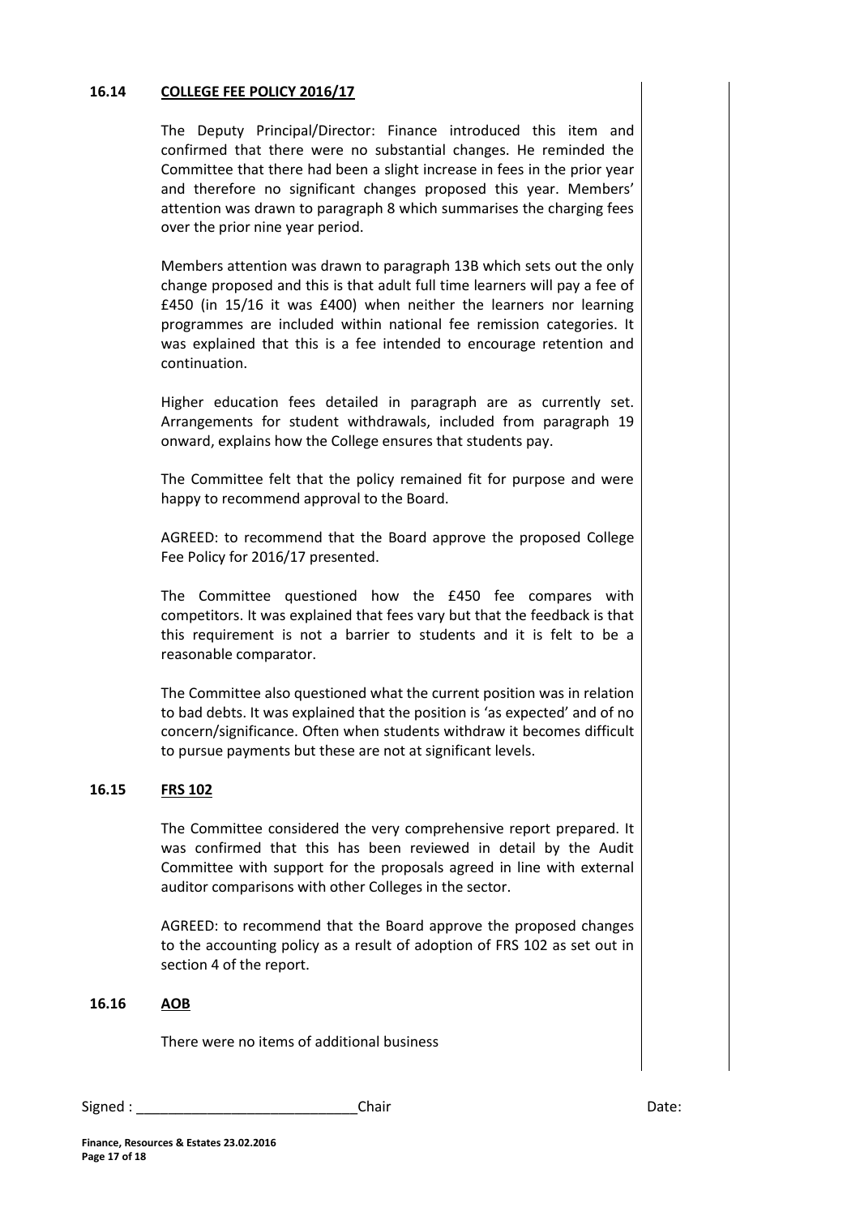## 16.14 COLLEGE FEE POLICY 2016/17

The Deputy Principal/Director: Finance introduced this item and confirmed that there were no substantial changes. He reminded the Committee that there had been a slight increase in fees in the prior year and therefore no significant changes proposed this year. Members' attention was drawn to paragraph 8 which summarises the charging fees over the prior nine year period.

Members attention was drawn to paragraph 13B which sets out the only change proposed and this is that adult full time learners will pay a fee of £450 (in 15/16 it was £400) when neither the learners nor learning programmes are included within national fee remission categories. It was explained that this is a fee intended to encourage retention and continuation.

Higher education fees detailed in paragraph are as currently set. Arrangements for student withdrawals, included from paragraph 19 onward, explains how the College ensures that students pay.

The Committee felt that the policy remained fit for purpose and were happy to recommend approval to the Board.

AGREED: to recommend that the Board approve the proposed College Fee Policy for 2016/17 presented.

The Committee questioned how the £450 fee compares with competitors. It was explained that fees vary but that the feedback is that this requirement is not a barrier to students and it is felt to be a reasonable comparator.

The Committee also questioned what the current position was in relation to bad debts. It was explained that the position is 'as expected' and of no concern/significance. Often when students withdraw it becomes difficult to pursue payments but these are not at significant levels.

## 16.15 FRS 102

The Committee considered the very comprehensive report prepared. It was confirmed that this has been reviewed in detail by the Audit Committee with support for the proposals agreed in line with external auditor comparisons with other Colleges in the sector.

AGREED: to recommend that the Board approve the proposed changes to the accounting policy as a result of adoption of FRS 102 as set out in section 4 of the report.

## 16.16 AOB

There were no items of additional business

Signed : ____________________________Chair Date: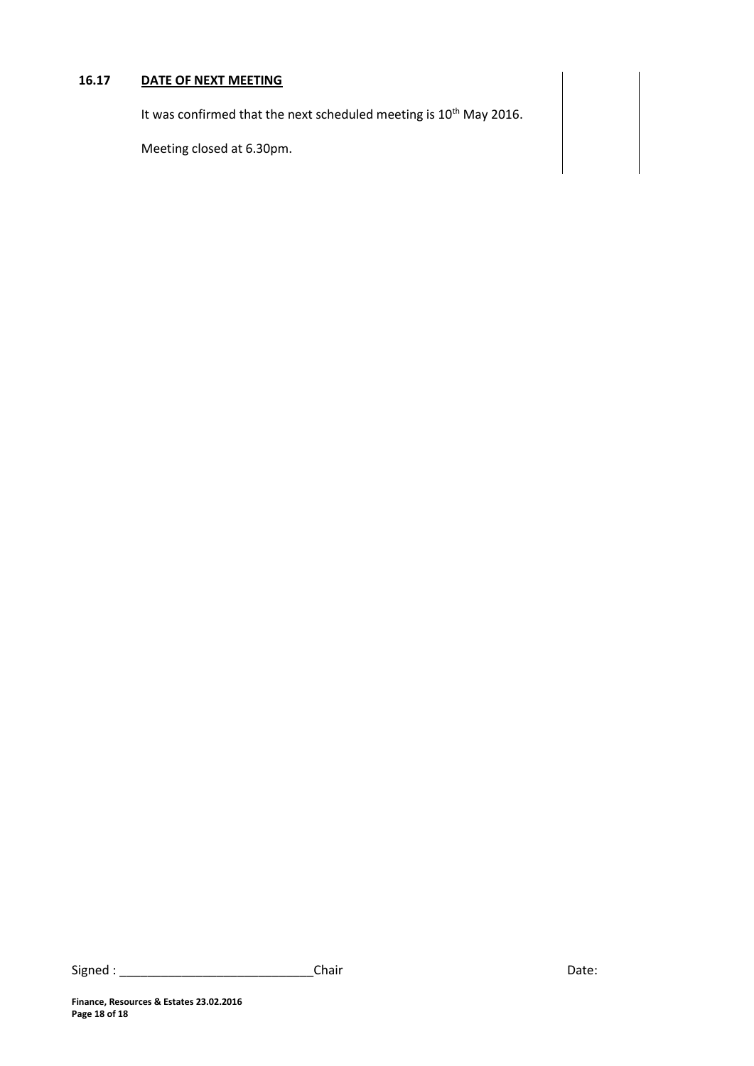**16.17** **DATE OF NEXT MEETING**

It was confirmed that the next scheduled meeting is 10th May 2016.

Meeting closed at 6.30pm.

Signed : ____________________________Chair Date: